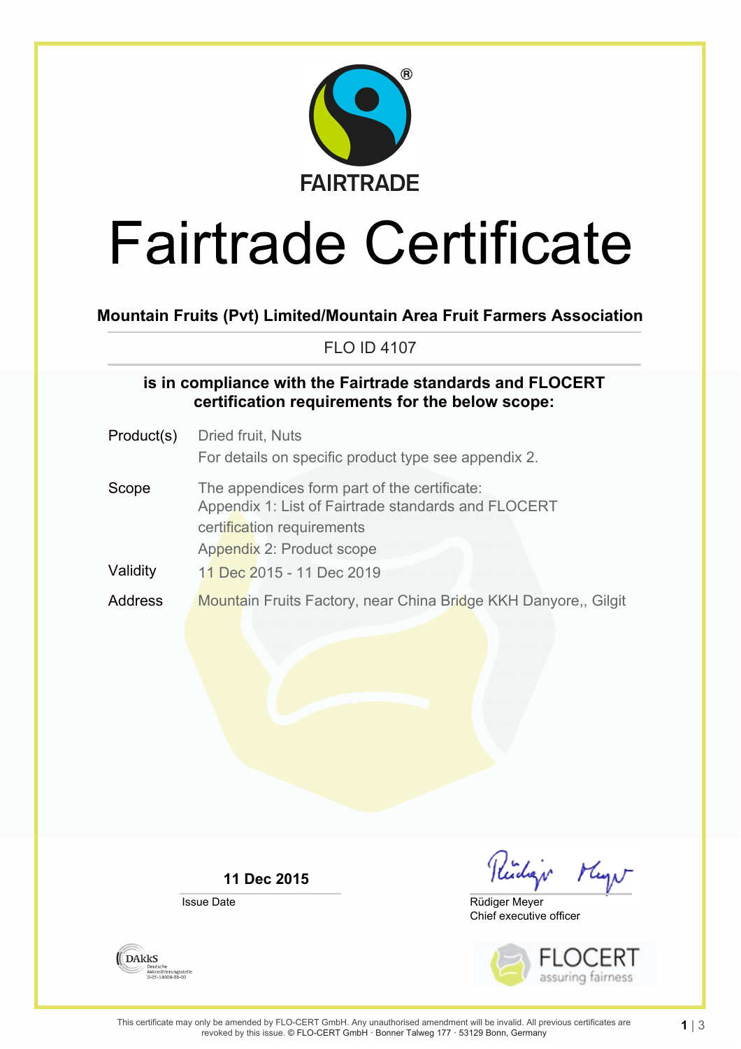FAIRTRADE

# Fairtrade Certificate

**Mountain Fruits (Pvt) Limited/Mountain Area Fruit Farmers Association**

FLO ID 4107

**is in compliance with the Fairtrade standards and FLOCERT certification requirements for the below scope:**

| | |
|---|---|
| Product(s) | Dried fruit, Nuts<br>For details on specific product type see appendix 2. |
| Scope | The appendices form part of the certificate:<br>Appendix 1: List of Fairtrade standards and FLOCERT certification requirements<br>Appendix 2: Product scope |
| Validity | 11 Dec 2015 - 11 Dec 2019 |
| Address | Mountain Fruits Factory, near China Bridge KKH Danyore,, Gilgit |

**11 Dec 2015**
Issue Date

Rüdiger Meyer
Chief executive officer

DAkkS Deutsche Akkreditierungsstelle D-ZE-14408-01-00

FLOCERT assuring fairness

This certificate may only be amended by FLO-CERT GmbH. Any unauthorised amendment will be invalid. All previous certificates are revoked by this issue. © FLO-CERT GmbH · Bonner Talweg 177 · 53129 Bonn, Germany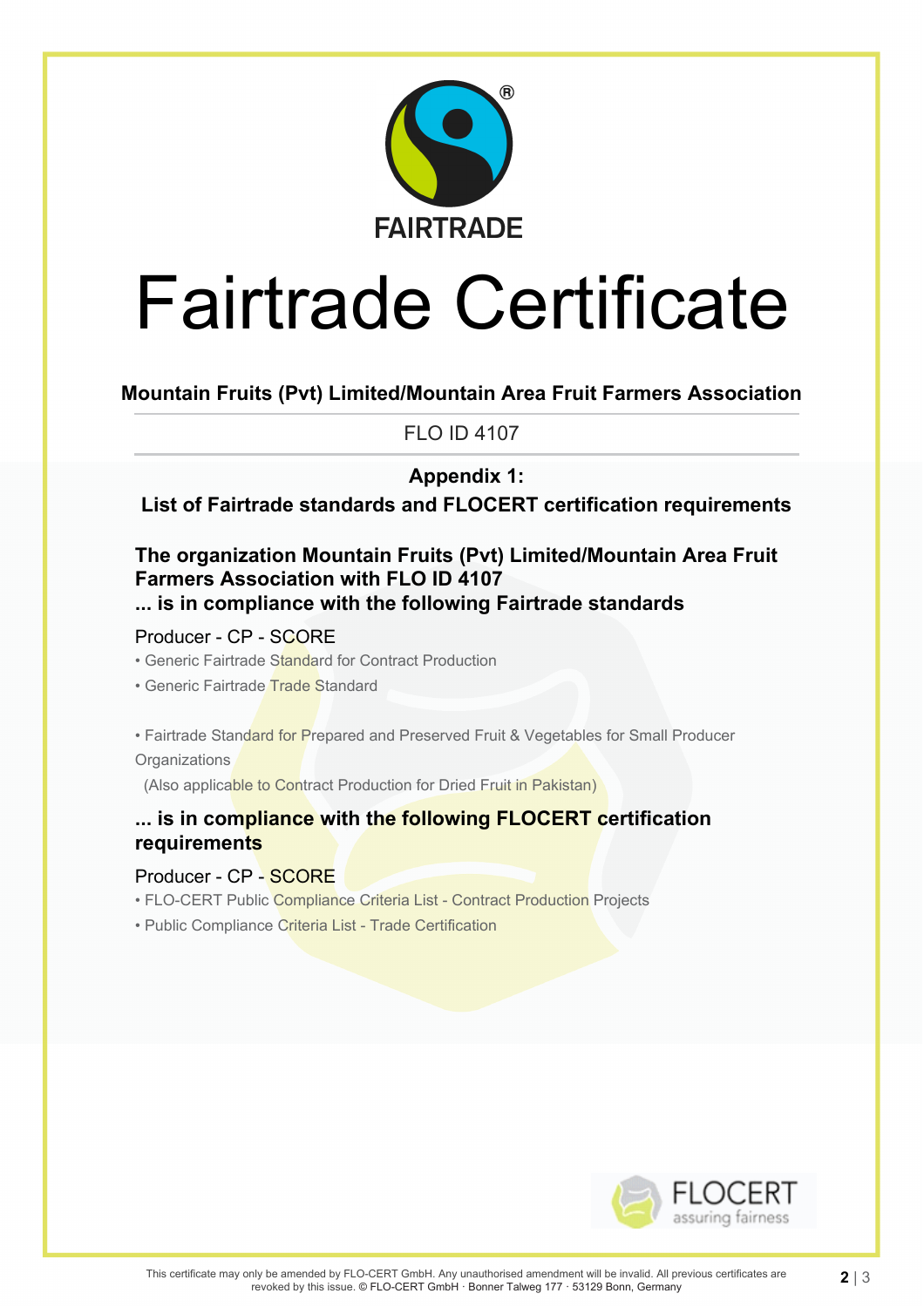FAIRTRADE

# Fairtrade Certificate

**Mountain Fruits (Pvt) Limited/Mountain Area Fruit Farmers Association**

FLO ID 4107

## Appendix 1:
## List of Fairtrade standards and FLOCERT certification requirements

### The organization Mountain Fruits (Pvt) Limited/Mountain Area Fruit Farmers Association with FLO ID 4107
### ... is in compliance with the following Fairtrade standards

Producer - CP - SCORE

- Generic Fairtrade Standard for Contract Production
- Generic Fairtrade Trade Standard

- Fairtrade Standard for Prepared and Preserved Fruit & Vegetables for Small Producer Organizations
  (Also applicable to Contract Production for Dried Fruit in Pakistan)

### ... is in compliance with the following FLOCERT certification requirements

Producer - CP - SCORE

- FLO-CERT Public Compliance Criteria List - Contract Production Projects
- Public Compliance Criteria List - Trade Certification

FLOCERT assuring fairness

This certificate may only be amended by FLO-CERT GmbH. Any unauthorised amendment will be invalid. All previous certificates are revoked by this issue. © FLO-CERT GmbH · Bonner Talweg 177 · 53129 Bonn, Germany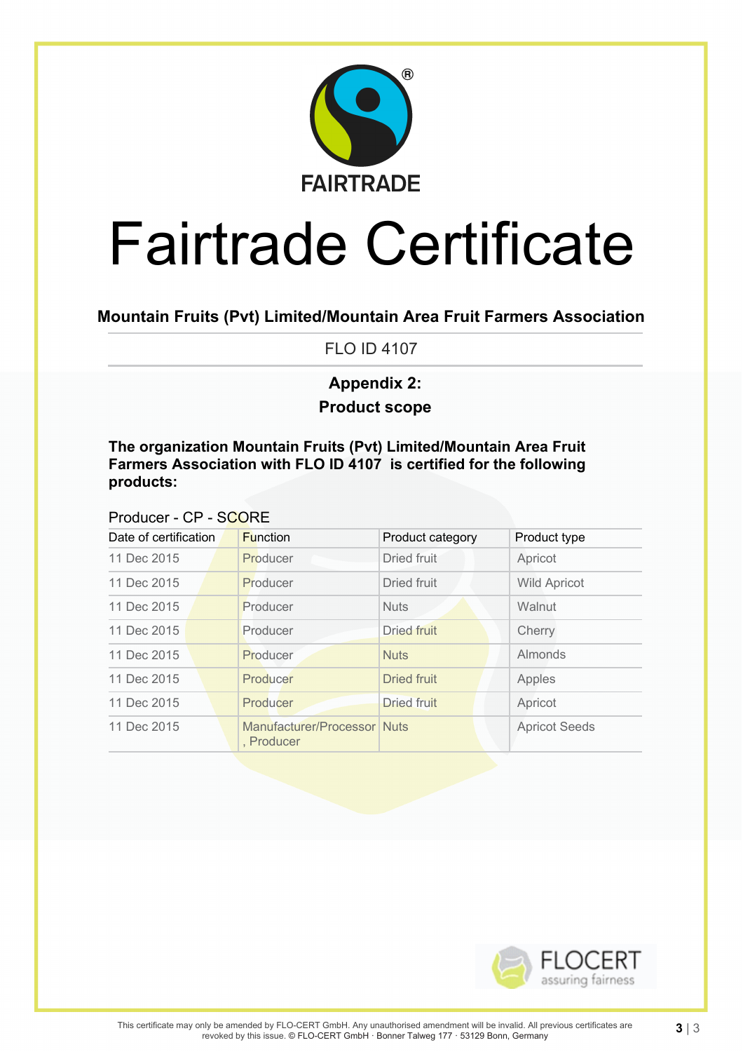FAIRTRADE

# Fairtrade Certificate

**Mountain Fruits (Pvt) Limited/Mountain Area Fruit Farmers Association**

FLO ID 4107

## Appendix 2:
## Product scope

**The organization Mountain Fruits (Pvt) Limited/Mountain Area Fruit Farmers Association with FLO ID 4107 is certified for the following products:**

Producer - CP - SCORE

| Date of certification | Function | Product category | Product type |
|---|---|---|---|
| 11 Dec 2015 | Producer | Dried fruit | Apricot |
| 11 Dec 2015 | Producer | Dried fruit | Wild Apricot |
| 11 Dec 2015 | Producer | Nuts | Walnut |
| 11 Dec 2015 | Producer | Dried fruit | Cherry |
| 11 Dec 2015 | Producer | Nuts | Almonds |
| 11 Dec 2015 | Producer | Dried fruit | Apples |
| 11 Dec 2015 | Producer | Dried fruit | Apricot |
| 11 Dec 2015 | Manufacturer/Processor, Producer | Nuts | Apricot Seeds |

FLOCERT assuring fairness

This certificate may only be amended by FLO-CERT GmbH. Any unauthorised amendment will be invalid. All previous certificates are revoked by this issue. © FLO-CERT GmbH · Bonner Talweg 177 · 53129 Bonn, Germany